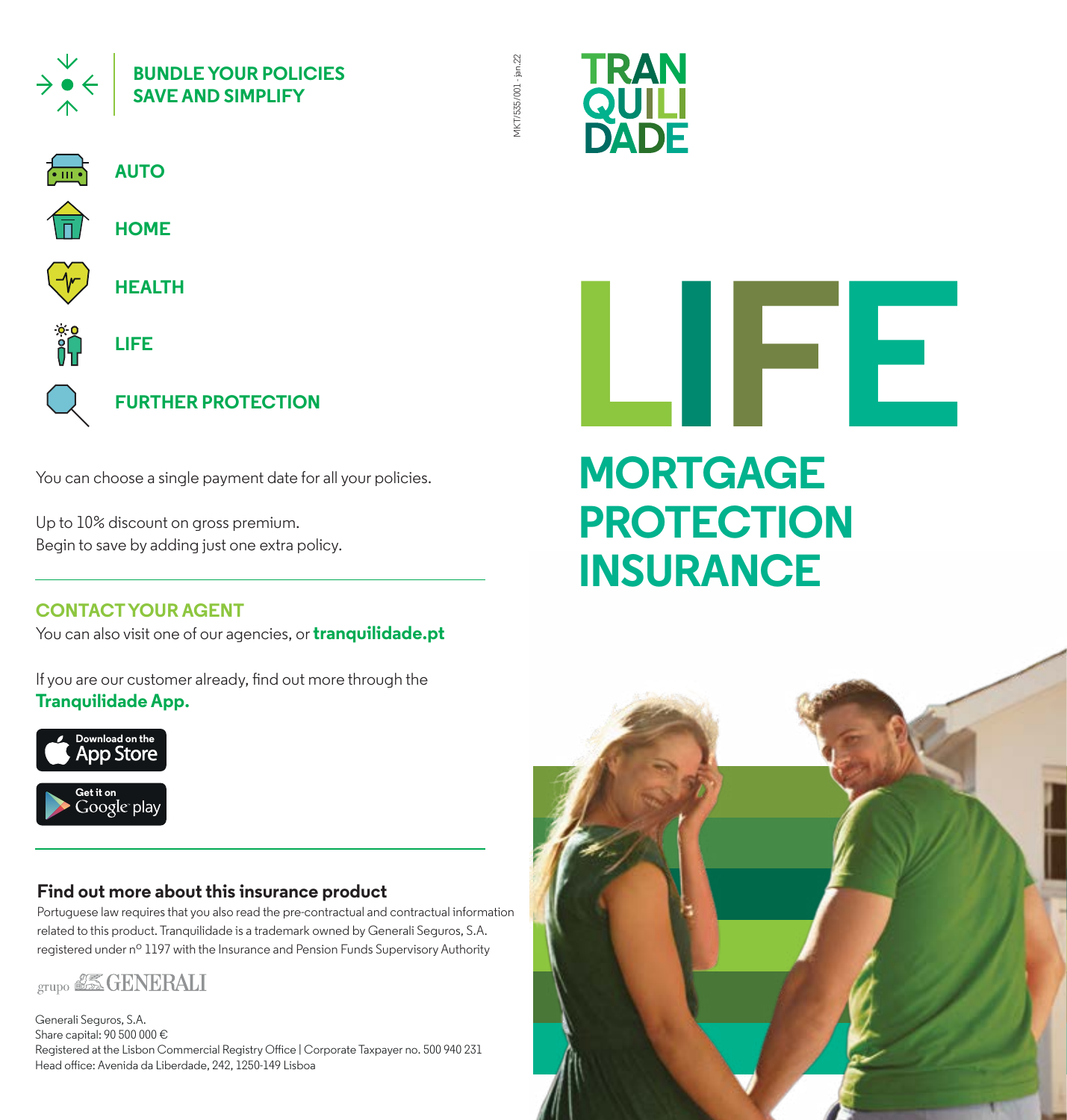# TRANQUILIDADE

# LIFE

## MORTGAGE PROTECTION INSURANCE

MKT/535/001 - jan.22

## BUNDLE YOUR POLICIES SAVE AND SIMPLIFY

- AUTO
- HOME
- HEALTH
- LIFE
- FURTHER PROTECTION

You can choose a single payment date for all your policies.

Up to 10% discount on gross premium.
Begin to save by adding just one extra policy.

---

## CONTACT YOUR AGENT

You can also visit one of our agencies, or **tranquilidade.pt**

If you are our customer already, find out more through the **Tranquilidade App.**

Download on the App Store

Get it on Google play

---

### Find out more about this insurance product

Portuguese law requires that you also read the pre-contractual and contractual information related to this product. Tranquilidade is a trademark owned by Generali Seguros, S.A. registered under nº 1197 with the Insurance and Pension Funds Supervisory Authority

grupo GENERALI

Generali Seguros, S.A.
Share capital: 90 500 000 €
Registered at the Lisbon Commercial Registry Office | Corporate Taxpayer no. 500 940 231
Head office: Avenida da Liberdade, 242, 1250-149 Lisboa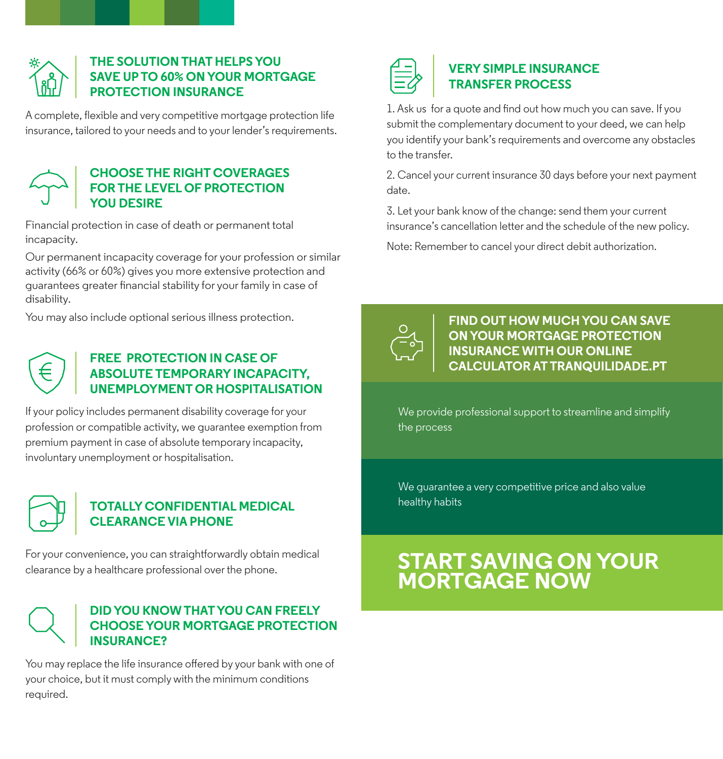## THE SOLUTION THAT HELPS YOU SAVE UP TO 60% ON YOUR MORTGAGE PROTECTION INSURANCE

A complete, flexible and very competitive mortgage protection life insurance, tailored to your needs and to your lender's requirements.

## CHOOSE THE RIGHT COVERAGES FOR THE LEVEL OF PROTECTION YOU DESIRE

Financial protection in case of death or permanent total incapacity.

Our permanent incapacity coverage for your profession or similar activity (66% or 60%) gives you more extensive protection and guarantees greater financial stability for your family in case of disability.

You may also include optional serious illness protection.

## FREE PROTECTION IN CASE OF ABSOLUTE TEMPORARY INCAPACITY, UNEMPLOYMENT OR HOSPITALISATION

If your policy includes permanent disability coverage for your profession or compatible activity, we guarantee exemption from premium payment in case of absolute temporary incapacity, involuntary unemployment or hospitalisation.

## TOTALLY CONFIDENTIAL MEDICAL CLEARANCE VIA PHONE

For your convenience, you can straightforwardly obtain medical clearance by a healthcare professional over the phone.

## DID YOU KNOW THAT YOU CAN FREELY CHOOSE YOUR MORTGAGE PROTECTION INSURANCE?

You may replace the life insurance offered by your bank with one of your choice, but it must comply with the minimum conditions required.

## VERY SIMPLE INSURANCE TRANSFER PROCESS

1. Ask us for a quote and find out how much you can save. If you submit the complementary document to your deed, we can help you identify your bank's requirements and overcome any obstacles to the transfer.

2. Cancel your current insurance 30 days before your next payment date.

3. Let your bank know of the change: send them your current insurance's cancellation letter and the schedule of the new policy.

Note: Remember to cancel your direct debit authorization.

## FIND OUT HOW MUCH YOU CAN SAVE ON YOUR MORTGAGE PROTECTION INSURANCE WITH OUR ONLINE CALCULATOR AT TRANQUILIDADE.PT

We provide professional support to streamline and simplify the process

We guarantee a very competitive price and also value healthy habits

# START SAVING ON YOUR MORTGAGE NOW